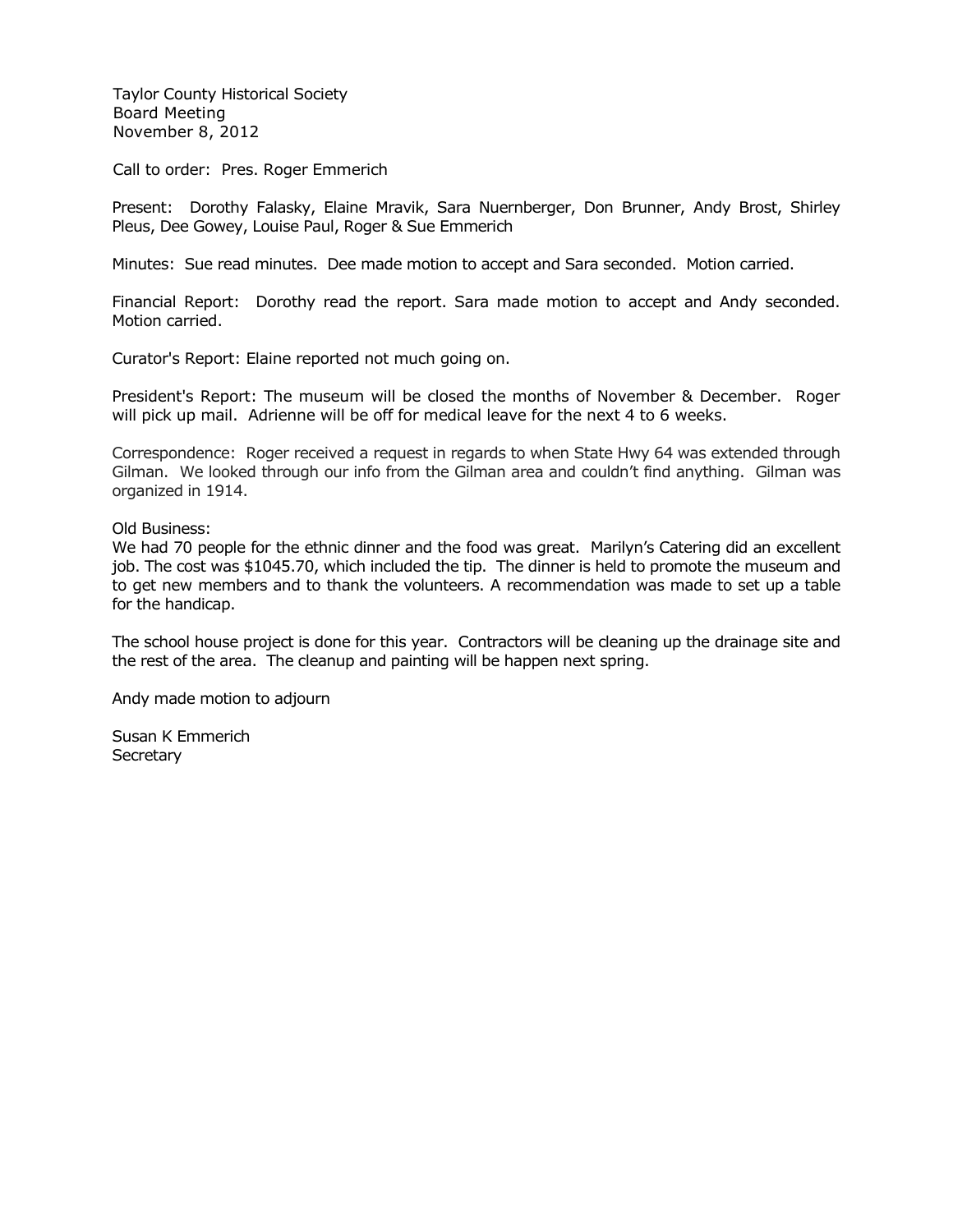Taylor County Historical Society
Board Meeting
November 8, 2012

Call to order: Pres. Roger Emmerich

Present: Dorothy Falasky, Elaine Mravik, Sara Nuernberger, Don Brunner, Andy Brost, Shirley Pleus, Dee Gowey, Louise Paul, Roger & Sue Emmerich

Minutes: Sue read minutes. Dee made motion to accept and Sara seconded. Motion carried.

Financial Report: Dorothy read the report. Sara made motion to accept and Andy seconded. Motion carried.

Curator's Report: Elaine reported not much going on.

President's Report: The museum will be closed the months of November & December. Roger will pick up mail. Adrienne will be off for medical leave for the next 4 to 6 weeks.

Correspondence: Roger received a request in regards to when State Hwy 64 was extended through Gilman. We looked through our info from the Gilman area and couldn't find anything. Gilman was organized in 1914.

Old Business:
We had 70 people for the ethnic dinner and the food was great. Marilyn's Catering did an excellent job. The cost was $1045.70, which included the tip. The dinner is held to promote the museum and to get new members and to thank the volunteers. A recommendation was made to set up a table for the handicap.

The school house project is done for this year. Contractors will be cleaning up the drainage site and the rest of the area. The cleanup and painting will be happen next spring.

Andy made motion to adjourn

Susan K Emmerich
Secretary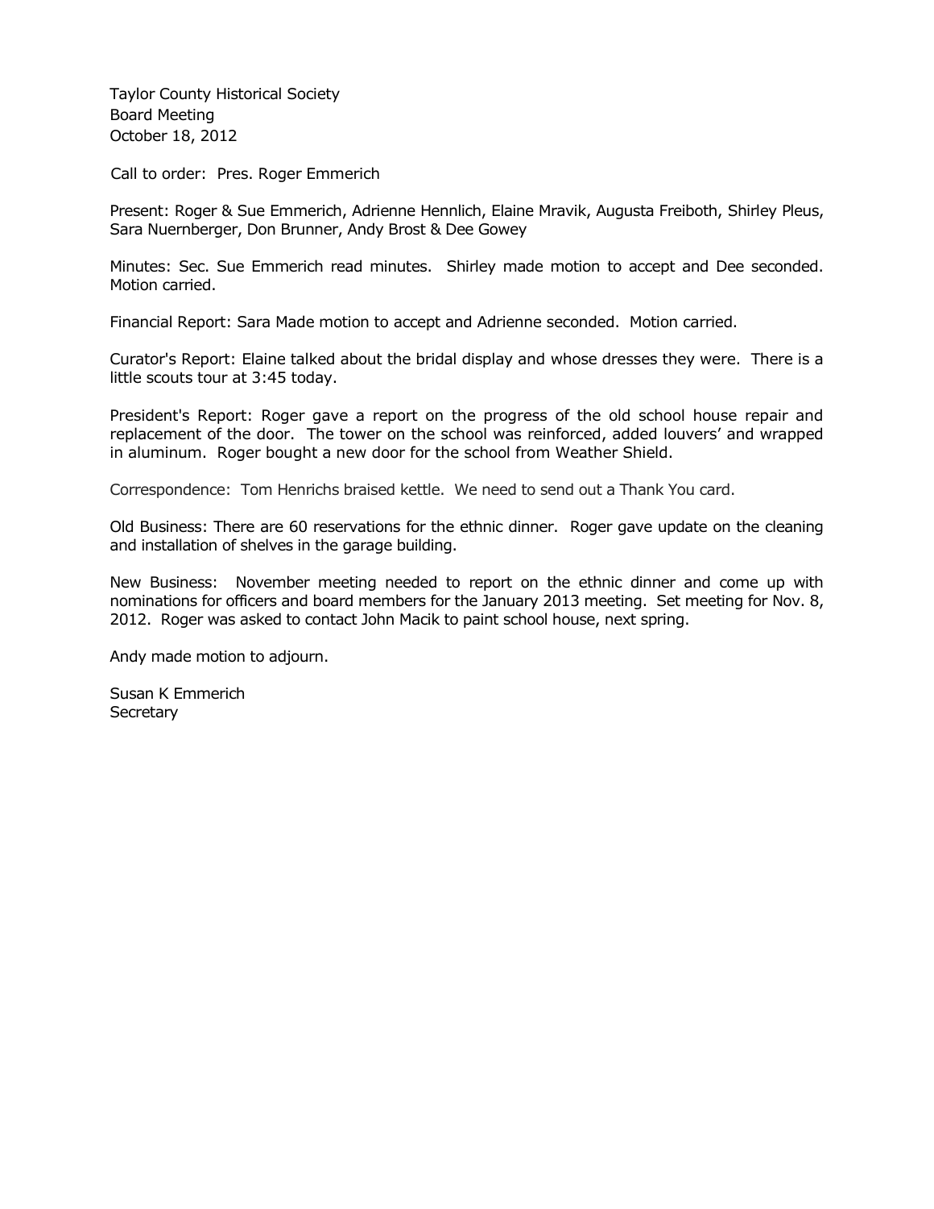Taylor County Historical Society
Board Meeting
October 18, 2012

Call to order: Pres. Roger Emmerich

Present: Roger & Sue Emmerich, Adrienne Hennlich, Elaine Mravik, Augusta Freiboth, Shirley Pleus, Sara Nuernberger, Don Brunner, Andy Brost & Dee Gowey

Minutes: Sec. Sue Emmerich read minutes. Shirley made motion to accept and Dee seconded. Motion carried.

Financial Report: Sara Made motion to accept and Adrienne seconded. Motion carried.

Curator's Report: Elaine talked about the bridal display and whose dresses they were. There is a little scouts tour at 3:45 today.

President's Report: Roger gave a report on the progress of the old school house repair and replacement of the door. The tower on the school was reinforced, added louvers' and wrapped in aluminum. Roger bought a new door for the school from Weather Shield.

Correspondence: Tom Henrichs braised kettle. We need to send out a Thank You card.

Old Business: There are 60 reservations for the ethnic dinner. Roger gave update on the cleaning and installation of shelves in the garage building.

New Business: November meeting needed to report on the ethnic dinner and come up with nominations for officers and board members for the January 2013 meeting. Set meeting for Nov. 8, 2012. Roger was asked to contact John Macik to paint school house, next spring.

Andy made motion to adjourn.

Susan K Emmerich
Secretary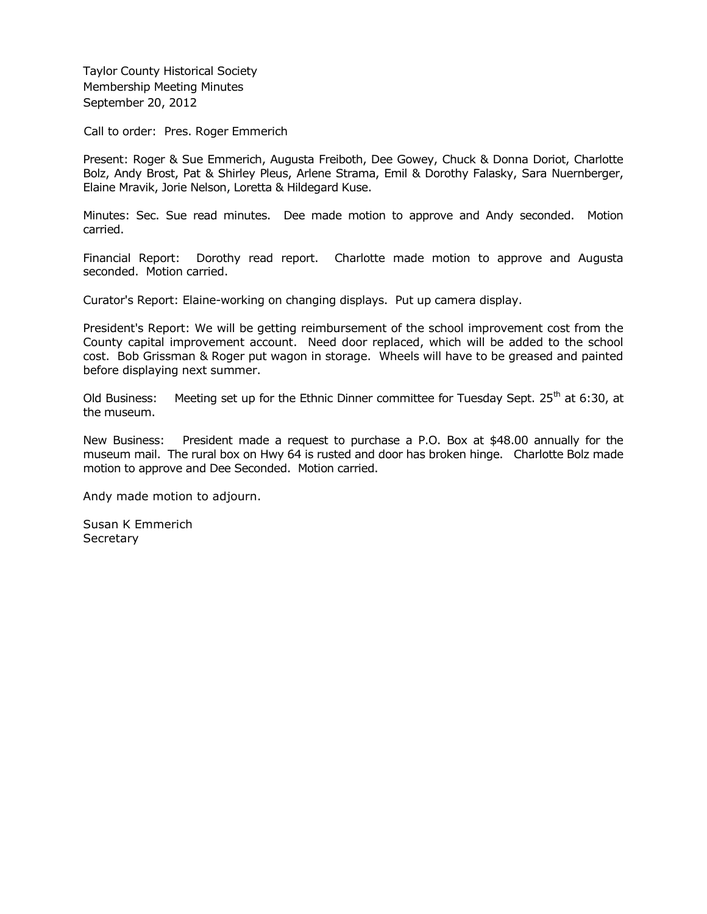Taylor County Historical Society
Membership Meeting Minutes
September 20, 2012

Call to order: Pres. Roger Emmerich

Present: Roger & Sue Emmerich, Augusta Freiboth, Dee Gowey, Chuck & Donna Doriot, Charlotte Bolz, Andy Brost, Pat & Shirley Pleus, Arlene Strama, Emil & Dorothy Falasky, Sara Nuernberger, Elaine Mravik, Jorie Nelson, Loretta & Hildegard Kuse.

Minutes: Sec. Sue read minutes. Dee made motion to approve and Andy seconded. Motion carried.

Financial Report: Dorothy read report. Charlotte made motion to approve and Augusta seconded. Motion carried.

Curator's Report: Elaine-working on changing displays. Put up camera display.

President's Report: We will be getting reimbursement of the school improvement cost from the County capital improvement account. Need door replaced, which will be added to the school cost. Bob Grissman & Roger put wagon in storage. Wheels will have to be greased and painted before displaying next summer.

Old Business: Meeting set up for the Ethnic Dinner committee for Tuesday Sept. 25th at 6:30, at the museum.

New Business: President made a request to purchase a P.O. Box at $48.00 annually for the museum mail. The rural box on Hwy 64 is rusted and door has broken hinge. Charlotte Bolz made motion to approve and Dee Seconded. Motion carried.

Andy made motion to adjourn.

Susan K Emmerich
Secretary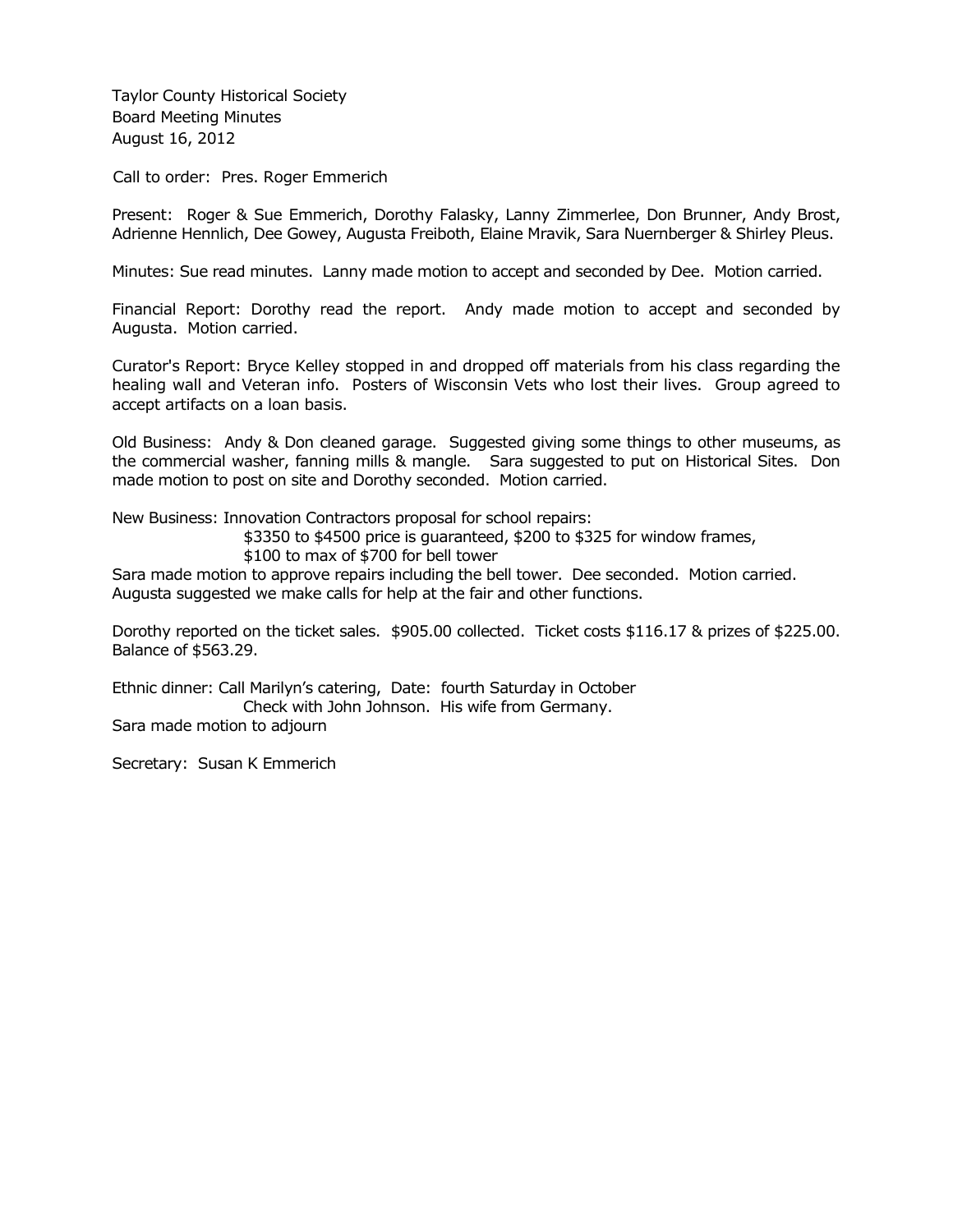Taylor County Historical Society
Board Meeting Minutes
August 16, 2012

Call to order: Pres. Roger Emmerich

Present: Roger & Sue Emmerich, Dorothy Falasky, Lanny Zimmerlee, Don Brunner, Andy Brost, Adrienne Hennlich, Dee Gowey, Augusta Freiboth, Elaine Mravik, Sara Nuernberger & Shirley Pleus.

Minutes: Sue read minutes. Lanny made motion to accept and seconded by Dee. Motion carried.

Financial Report: Dorothy read the report. Andy made motion to accept and seconded by Augusta. Motion carried.

Curator's Report: Bryce Kelley stopped in and dropped off materials from his class regarding the healing wall and Veteran info. Posters of Wisconsin Vets who lost their lives. Group agreed to accept artifacts on a loan basis.

Old Business: Andy & Don cleaned garage. Suggested giving some things to other museums, as the commercial washer, fanning mills & mangle. Sara suggested to put on Historical Sites. Don made motion to post on site and Dorothy seconded. Motion carried.

New Business: Innovation Contractors proposal for school repairs:

$3350 to $4500 price is guaranteed, $200 to $325 for window frames,
$100 to max of $700 for bell tower

Sara made motion to approve repairs including the bell tower. Dee seconded. Motion carried.
Augusta suggested we make calls for help at the fair and other functions.

Dorothy reported on the ticket sales. $905.00 collected. Ticket costs $116.17 & prizes of $225.00. Balance of $563.29.

Ethnic dinner: Call Marilyn's catering, Date: fourth Saturday in October
Check with John Johnson. His wife from Germany.
Sara made motion to adjourn

Secretary: Susan K Emmerich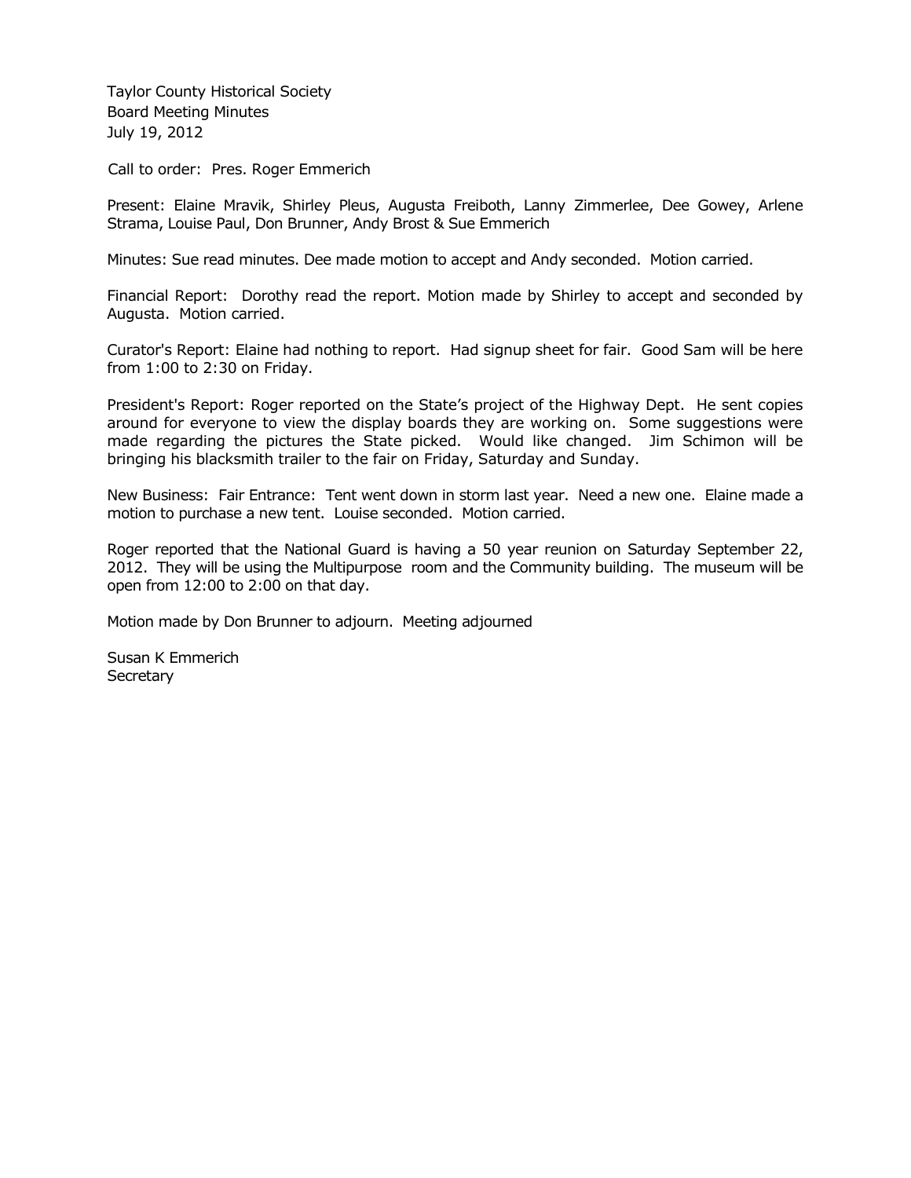Taylor County Historical Society
Board Meeting Minutes
July 19, 2012

Call to order: Pres. Roger Emmerich

Present: Elaine Mravik, Shirley Pleus, Augusta Freiboth, Lanny Zimmerlee, Dee Gowey, Arlene Strama, Louise Paul, Don Brunner, Andy Brost & Sue Emmerich

Minutes: Sue read minutes. Dee made motion to accept and Andy seconded. Motion carried.

Financial Report: Dorothy read the report. Motion made by Shirley to accept and seconded by Augusta. Motion carried.

Curator's Report: Elaine had nothing to report. Had signup sheet for fair. Good Sam will be here from 1:00 to 2:30 on Friday.

President's Report: Roger reported on the State's project of the Highway Dept. He sent copies around for everyone to view the display boards they are working on. Some suggestions were made regarding the pictures the State picked. Would like changed. Jim Schimon will be bringing his blacksmith trailer to the fair on Friday, Saturday and Sunday.

New Business: Fair Entrance: Tent went down in storm last year. Need a new one. Elaine made a motion to purchase a new tent. Louise seconded. Motion carried.

Roger reported that the National Guard is having a 50 year reunion on Saturday September 22, 2012. They will be using the Multipurpose room and the Community building. The museum will be open from 12:00 to 2:00 on that day.

Motion made by Don Brunner to adjourn. Meeting adjourned

Susan K Emmerich
Secretary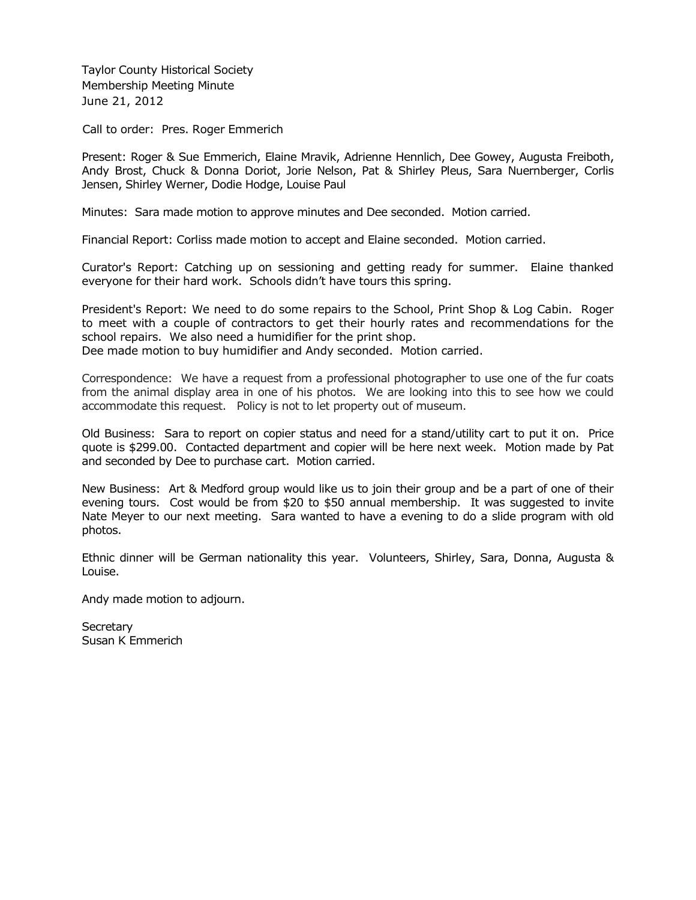Taylor County Historical Society
Membership Meeting Minute
June 21, 2012

Call to order: Pres. Roger Emmerich

Present: Roger & Sue Emmerich, Elaine Mravik, Adrienne Hennlich, Dee Gowey, Augusta Freiboth, Andy Brost, Chuck & Donna Doriot, Jorie Nelson, Pat & Shirley Pleus, Sara Nuernberger, Corlis Jensen, Shirley Werner, Dodie Hodge, Louise Paul

Minutes: Sara made motion to approve minutes and Dee seconded. Motion carried.

Financial Report: Corliss made motion to accept and Elaine seconded. Motion carried.

Curator's Report: Catching up on sessioning and getting ready for summer. Elaine thanked everyone for their hard work. Schools didn't have tours this spring.

President's Report: We need to do some repairs to the School, Print Shop & Log Cabin. Roger to meet with a couple of contractors to get their hourly rates and recommendations for the school repairs. We also need a humidifier for the print shop.
Dee made motion to buy humidifier and Andy seconded. Motion carried.

Correspondence: We have a request from a professional photographer to use one of the fur coats from the animal display area in one of his photos. We are looking into this to see how we could accommodate this request. Policy is not to let property out of museum.

Old Business: Sara to report on copier status and need for a stand/utility cart to put it on. Price quote is $299.00. Contacted department and copier will be here next week. Motion made by Pat and seconded by Dee to purchase cart. Motion carried.

New Business: Art & Medford group would like us to join their group and be a part of one of their evening tours. Cost would be from $20 to $50 annual membership. It was suggested to invite Nate Meyer to our next meeting. Sara wanted to have a evening to do a slide program with old photos.

Ethnic dinner will be German nationality this year. Volunteers, Shirley, Sara, Donna, Augusta & Louise.

Andy made motion to adjourn.

Secretary
Susan K Emmerich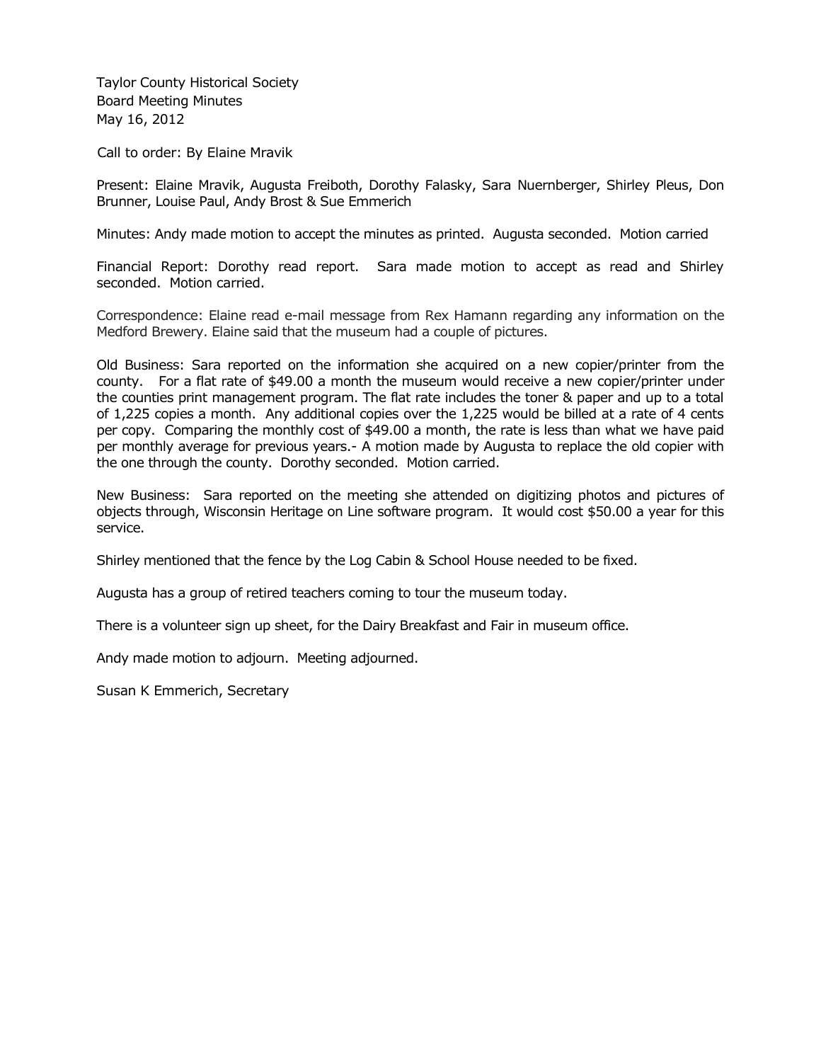Taylor County Historical Society
Board Meeting Minutes
May 16, 2012

Call to order: By Elaine Mravik

Present: Elaine Mravik, Augusta Freiboth, Dorothy Falasky, Sara Nuernberger, Shirley Pleus, Don Brunner, Louise Paul, Andy Brost & Sue Emmerich

Minutes: Andy made motion to accept the minutes as printed. Augusta seconded. Motion carried

Financial Report: Dorothy read report. Sara made motion to accept as read and Shirley seconded. Motion carried.

Correspondence: Elaine read e-mail message from Rex Hamann regarding any information on the Medford Brewery. Elaine said that the museum had a couple of pictures.

Old Business: Sara reported on the information she acquired on a new copier/printer from the county. For a flat rate of $49.00 a month the museum would receive a new copier/printer under the counties print management program. The flat rate includes the toner & paper and up to a total of 1,225 copies a month. Any additional copies over the 1,225 would be billed at a rate of 4 cents per copy. Comparing the monthly cost of $49.00 a month, the rate is less than what we have paid per monthly average for previous years.- A motion made by Augusta to replace the old copier with the one through the county. Dorothy seconded. Motion carried.

New Business: Sara reported on the meeting she attended on digitizing photos and pictures of objects through, Wisconsin Heritage on Line software program. It would cost $50.00 a year for this service.

Shirley mentioned that the fence by the Log Cabin & School House needed to be fixed.

Augusta has a group of retired teachers coming to tour the museum today.

There is a volunteer sign up sheet, for the Dairy Breakfast and Fair in museum office.

Andy made motion to adjourn. Meeting adjourned.

Susan K Emmerich, Secretary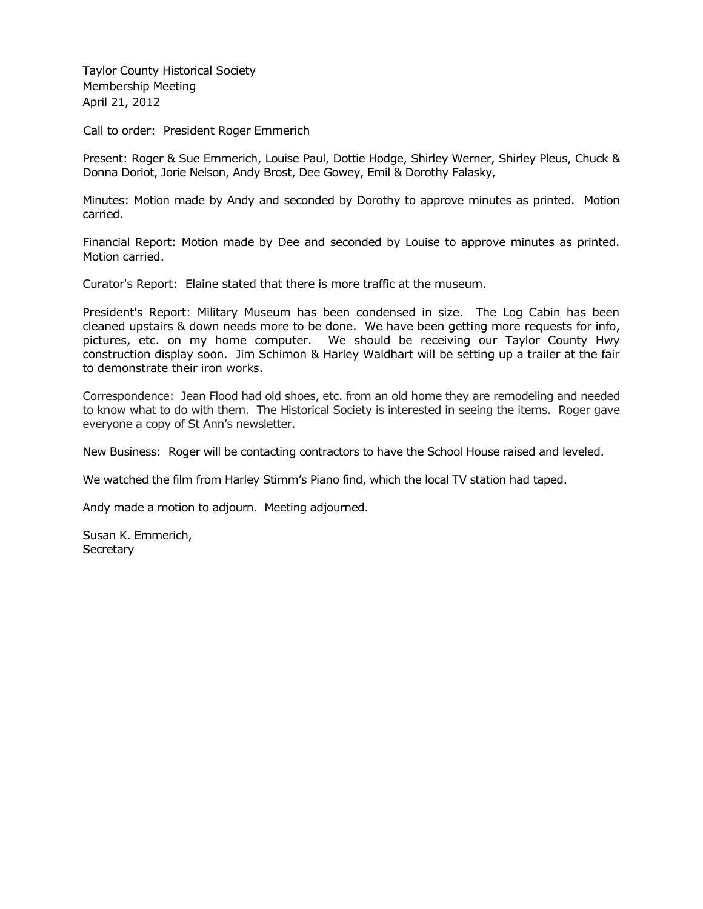Taylor County Historical Society
Membership Meeting
April 21, 2012

Call to order: President Roger Emmerich

Present: Roger & Sue Emmerich, Louise Paul, Dottie Hodge, Shirley Werner, Shirley Pleus, Chuck & Donna Doriot, Jorie Nelson, Andy Brost, Dee Gowey, Emil & Dorothy Falasky,

Minutes: Motion made by Andy and seconded by Dorothy to approve minutes as printed. Motion carried.

Financial Report: Motion made by Dee and seconded by Louise to approve minutes as printed. Motion carried.

Curator's Report: Elaine stated that there is more traffic at the museum.

President's Report: Military Museum has been condensed in size. The Log Cabin has been cleaned upstairs & down needs more to be done. We have been getting more requests for info, pictures, etc. on my home computer. We should be receiving our Taylor County Hwy construction display soon. Jim Schimon & Harley Waldhart will be setting up a trailer at the fair to demonstrate their iron works.

Correspondence: Jean Flood had old shoes, etc. from an old home they are remodeling and needed to know what to do with them. The Historical Society is interested in seeing the items. Roger gave everyone a copy of St Ann's newsletter.

New Business: Roger will be contacting contractors to have the School House raised and leveled.

We watched the film from Harley Stimm's Piano find, which the local TV station had taped.

Andy made a motion to adjourn. Meeting adjourned.

Susan K. Emmerich,
Secretary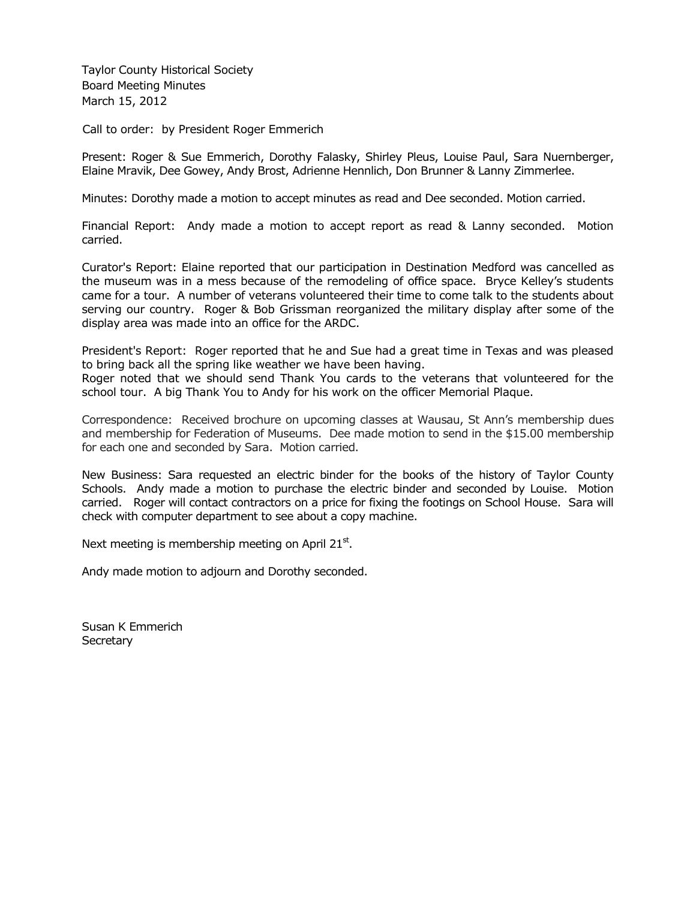Taylor County Historical Society
Board Meeting Minutes
March 15, 2012

Call to order: by President Roger Emmerich

Present: Roger & Sue Emmerich, Dorothy Falasky, Shirley Pleus, Louise Paul, Sara Nuernberger, Elaine Mravik, Dee Gowey, Andy Brost, Adrienne Hennlich, Don Brunner & Lanny Zimmerlee.

Minutes: Dorothy made a motion to accept minutes as read and Dee seconded. Motion carried.

Financial Report: Andy made a motion to accept report as read & Lanny seconded. Motion carried.

Curator's Report: Elaine reported that our participation in Destination Medford was cancelled as the museum was in a mess because of the remodeling of office space. Bryce Kelley's students came for a tour. A number of veterans volunteered their time to come talk to the students about serving our country. Roger & Bob Grissman reorganized the military display after some of the display area was made into an office for the ARDC.

President's Report: Roger reported that he and Sue had a great time in Texas and was pleased to bring back all the spring like weather we have been having.
Roger noted that we should send Thank You cards to the veterans that volunteered for the school tour. A big Thank You to Andy for his work on the officer Memorial Plaque.

Correspondence: Received brochure on upcoming classes at Wausau, St Ann's membership dues and membership for Federation of Museums. Dee made motion to send in the $15.00 membership for each one and seconded by Sara. Motion carried.

New Business: Sara requested an electric binder for the books of the history of Taylor County Schools. Andy made a motion to purchase the electric binder and seconded by Louise. Motion carried. Roger will contact contractors on a price for fixing the footings on School House. Sara will check with computer department to see about a copy machine.

Next meeting is membership meeting on April 21st.

Andy made motion to adjourn and Dorothy seconded.

Susan K Emmerich
Secretary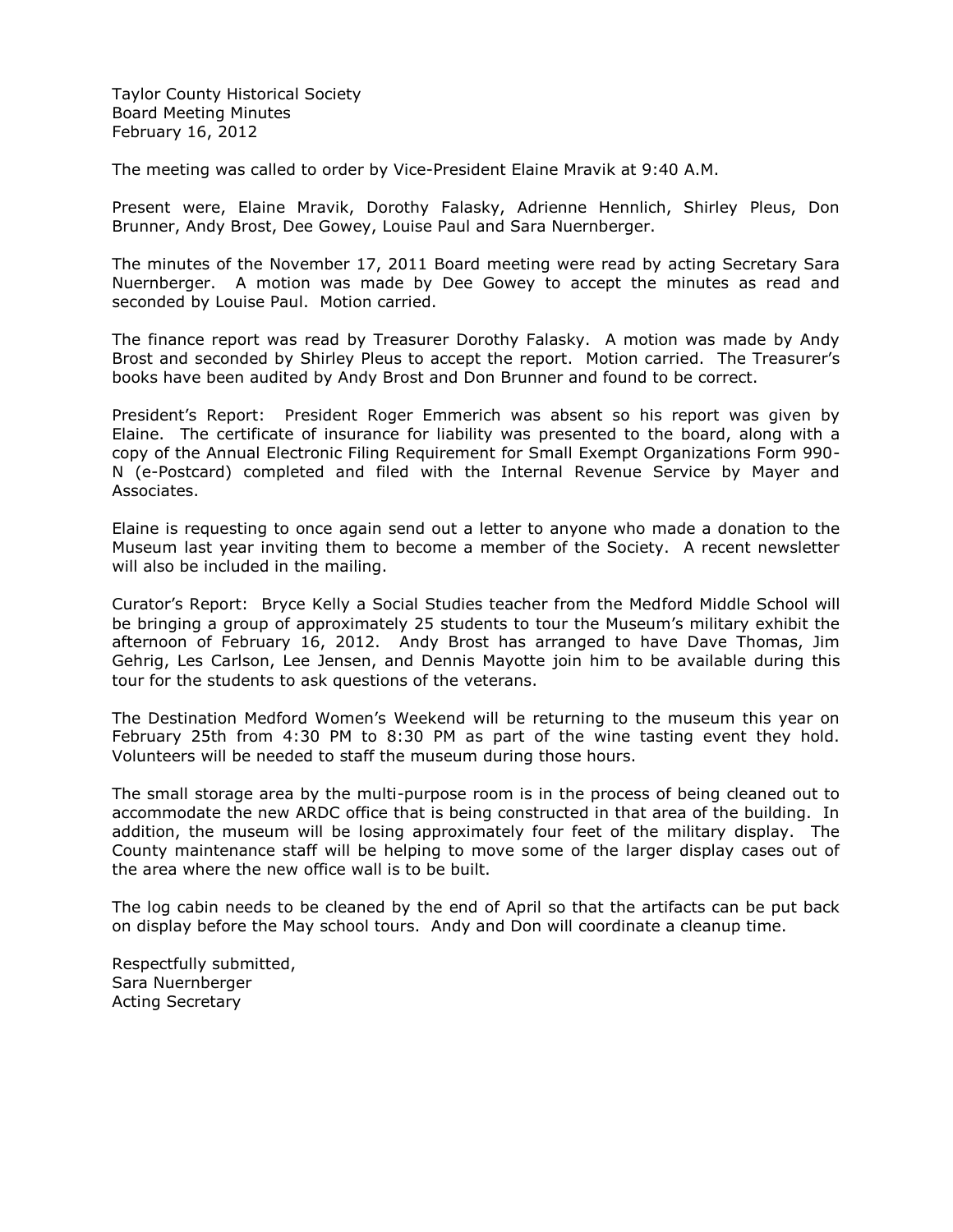Taylor County Historical Society
Board Meeting Minutes
February 16, 2012

The meeting was called to order by Vice-President Elaine Mravik at 9:40 A.M.

Present were, Elaine Mravik, Dorothy Falasky, Adrienne Hennlich, Shirley Pleus, Don Brunner, Andy Brost, Dee Gowey, Louise Paul and Sara Nuernberger.

The minutes of the November 17, 2011 Board meeting were read by acting Secretary Sara Nuernberger. A motion was made by Dee Gowey to accept the minutes as read and seconded by Louise Paul. Motion carried.

The finance report was read by Treasurer Dorothy Falasky. A motion was made by Andy Brost and seconded by Shirley Pleus to accept the report. Motion carried. The Treasurer's books have been audited by Andy Brost and Don Brunner and found to be correct.

President's Report: President Roger Emmerich was absent so his report was given by Elaine. The certificate of insurance for liability was presented to the board, along with a copy of the Annual Electronic Filing Requirement for Small Exempt Organizations Form 990-N (e-Postcard) completed and filed with the Internal Revenue Service by Mayer and Associates.

Elaine is requesting to once again send out a letter to anyone who made a donation to the Museum last year inviting them to become a member of the Society. A recent newsletter will also be included in the mailing.

Curator's Report: Bryce Kelly a Social Studies teacher from the Medford Middle School will be bringing a group of approximately 25 students to tour the Museum's military exhibit the afternoon of February 16, 2012. Andy Brost has arranged to have Dave Thomas, Jim Gehrig, Les Carlson, Lee Jensen, and Dennis Mayotte join him to be available during this tour for the students to ask questions of the veterans.

The Destination Medford Women's Weekend will be returning to the museum this year on February 25th from 4:30 PM to 8:30 PM as part of the wine tasting event they hold. Volunteers will be needed to staff the museum during those hours.

The small storage area by the multi-purpose room is in the process of being cleaned out to accommodate the new ARDC office that is being constructed in that area of the building. In addition, the museum will be losing approximately four feet of the military display. The County maintenance staff will be helping to move some of the larger display cases out of the area where the new office wall is to be built.

The log cabin needs to be cleaned by the end of April so that the artifacts can be put back on display before the May school tours. Andy and Don will coordinate a cleanup time.

Respectfully submitted,
Sara Nuernberger
Acting Secretary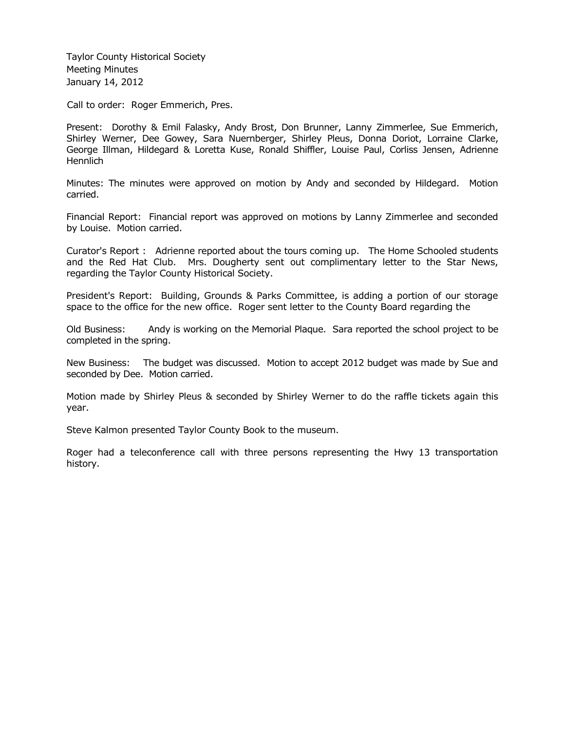Taylor County Historical Society
Meeting Minutes
January 14, 2012

Call to order: Roger Emmerich, Pres.

Present: Dorothy & Emil Falasky, Andy Brost, Don Brunner, Lanny Zimmerlee, Sue Emmerich, Shirley Werner, Dee Gowey, Sara Nuernberger, Shirley Pleus, Donna Doriot, Lorraine Clarke, George Illman, Hildegard & Loretta Kuse, Ronald Shiffler, Louise Paul, Corliss Jensen, Adrienne Hennlich

Minutes: The minutes were approved on motion by Andy and seconded by Hildegard. Motion carried.

Financial Report: Financial report was approved on motions by Lanny Zimmerlee and seconded by Louise. Motion carried.

Curator's Report : Adrienne reported about the tours coming up. The Home Schooled students and the Red Hat Club. Mrs. Dougherty sent out complimentary letter to the Star News, regarding the Taylor County Historical Society.

President's Report: Building, Grounds & Parks Committee, is adding a portion of our storage space to the office for the new office. Roger sent letter to the County Board regarding the

Old Business: Andy is working on the Memorial Plaque. Sara reported the school project to be completed in the spring.

New Business: The budget was discussed. Motion to accept 2012 budget was made by Sue and seconded by Dee. Motion carried.

Motion made by Shirley Pleus & seconded by Shirley Werner to do the raffle tickets again this year.

Steve Kalmon presented Taylor County Book to the museum.

Roger had a teleconference call with three persons representing the Hwy 13 transportation history.